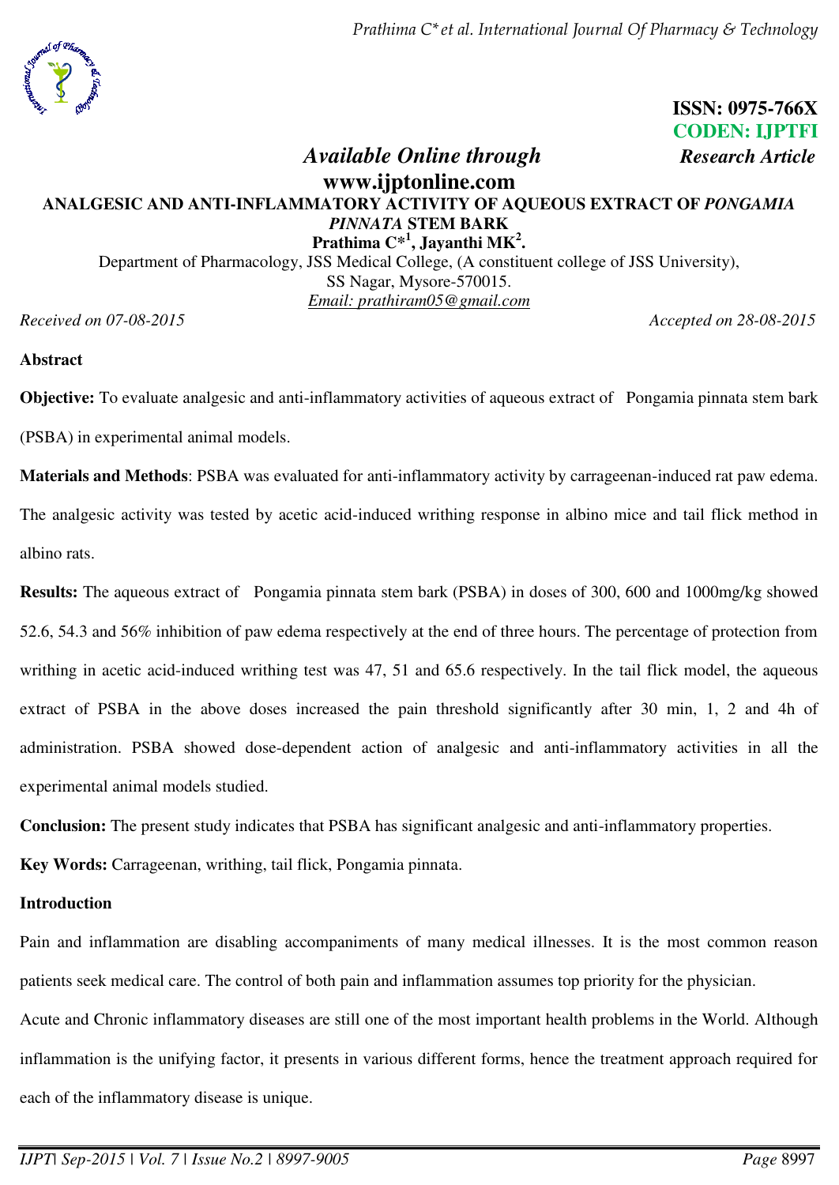ISSN: 0975-766X
CODEN: IJPTFI

*Available Online through* **www.ijptonline.com**

*Research Article*

# ANALGESIC AND ANTI-INFLAMMATORY ACTIVITY OF AQUEOUS EXTRACT OF *PONGAMIA PINNATA* STEM BARK

**Prathima C*[1], Jayanthi MK[2].**

Department of Pharmacology, JSS Medical College, (A constituent college of JSS University), SS Nagar, Mysore-570015.

Email: prathiram05@gmail.com

*Received on 07-08-2015* *Accepted on 28-08-2015*

## Abstract

**Objective:** To evaluate analgesic and anti-inflammatory activities of aqueous extract of Pongamia pinnata stem bark (PSBA) in experimental animal models.

**Materials and Methods**: PSBA was evaluated for anti-inflammatory activity by carrageenan-induced rat paw edema. The analgesic activity was tested by acetic acid-induced writhing response in albino mice and tail flick method in albino rats.

**Results:** The aqueous extract of Pongamia pinnata stem bark (PSBA) in doses of 300, 600 and 1000mg/kg showed 52.6, 54.3 and 56% inhibition of paw edema respectively at the end of three hours. The percentage of protection from writhing in acetic acid-induced writhing test was 47, 51 and 65.6 respectively. In the tail flick model, the aqueous extract of PSBA in the above doses increased the pain threshold significantly after 30 min, 1, 2 and 4h of administration. PSBA showed dose-dependent action of analgesic and anti-inflammatory activities in all the experimental animal models studied.

**Conclusion:** The present study indicates that PSBA has significant analgesic and anti-inflammatory properties.

**Key Words:** Carrageenan, writhing, tail flick, Pongamia pinnata.

## Introduction

Pain and inflammation are disabling accompaniments of many medical illnesses. It is the most common reason patients seek medical care. The control of both pain and inflammation assumes top priority for the physician.

Acute and Chronic inflammatory diseases are still one of the most important health problems in the World. Although inflammation is the unifying factor, it presents in various different forms, hence the treatment approach required for each of the inflammatory disease is unique.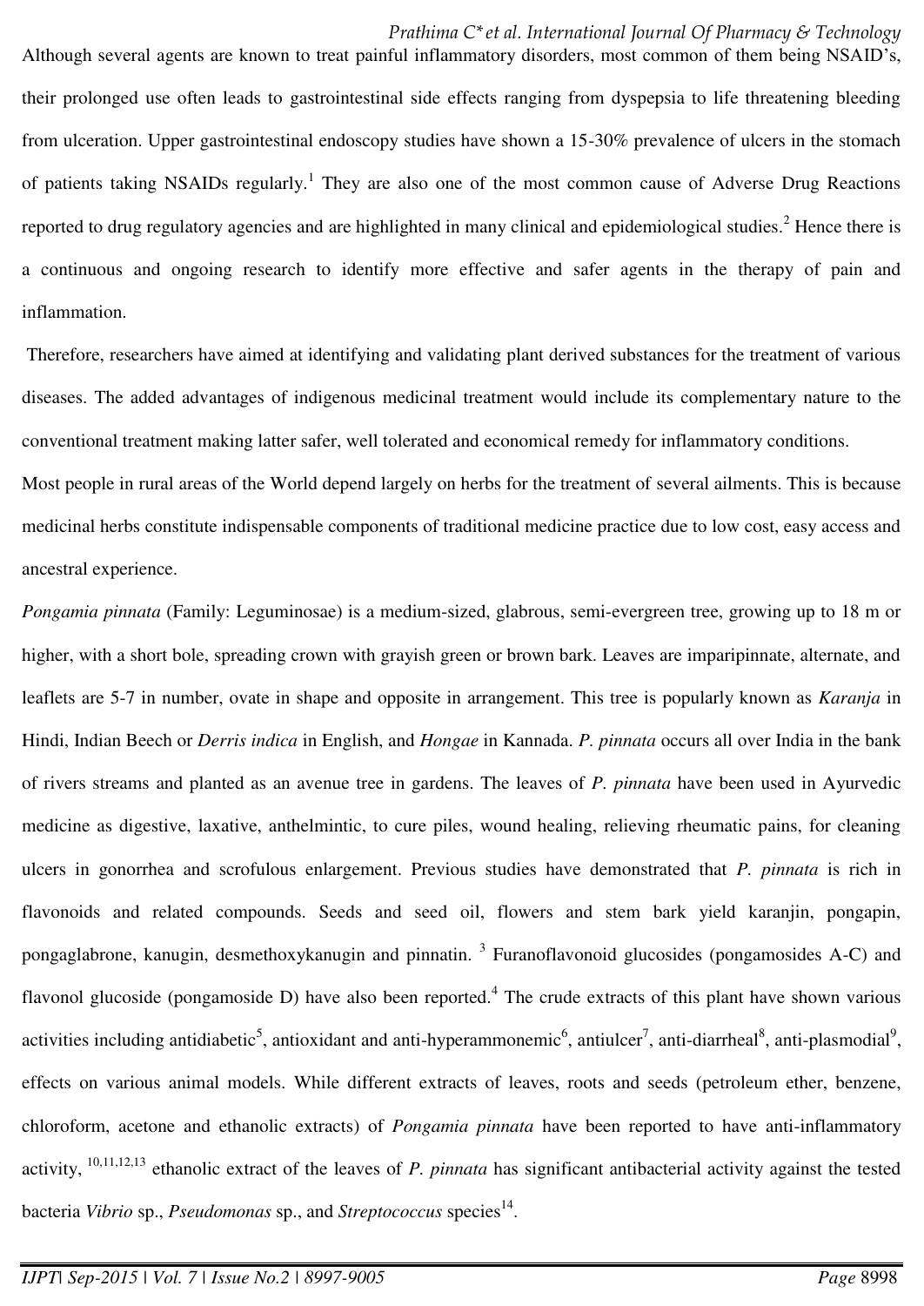Although several agents are known to treat painful inflammatory disorders, most common of them being NSAID's, their prolonged use often leads to gastrointestinal side effects ranging from dyspepsia to life threatening bleeding from ulceration. Upper gastrointestinal endoscopy studies have shown a 15-30% prevalence of ulcers in the stomach of patients taking NSAIDs regularly.[1] They are also one of the most common cause of Adverse Drug Reactions reported to drug regulatory agencies and are highlighted in many clinical and epidemiological studies.[2] Hence there is a continuous and ongoing research to identify more effective and safer agents in the therapy of pain and inflammation.

Therefore, researchers have aimed at identifying and validating plant derived substances for the treatment of various diseases. The added advantages of indigenous medicinal treatment would include its complementary nature to the conventional treatment making latter safer, well tolerated and economical remedy for inflammatory conditions.

Most people in rural areas of the World depend largely on herbs for the treatment of several ailments. This is because medicinal herbs constitute indispensable components of traditional medicine practice due to low cost, easy access and ancestral experience.

*Pongamia pinnata* (Family: Leguminosae) is a medium-sized, glabrous, semi-evergreen tree, growing up to 18 m or higher, with a short bole, spreading crown with grayish green or brown bark. Leaves are imparipinnate, alternate, and leaflets are 5-7 in number, ovate in shape and opposite in arrangement. This tree is popularly known as *Karanja* in Hindi, Indian Beech or *Derris indica* in English, and *Hongae* in Kannada. *P. pinnata* occurs all over India in the bank of rivers streams and planted as an avenue tree in gardens. The leaves of *P. pinnata* have been used in Ayurvedic medicine as digestive, laxative, anthelmintic, to cure piles, wound healing, relieving rheumatic pains, for cleaning ulcers in gonorrhea and scrofulous enlargement. Previous studies have demonstrated that *P. pinnata* is rich in flavonoids and related compounds. Seeds and seed oil, flowers and stem bark yield karanjin, pongapin, pongaglabrone, kanugin, desmethoxykanugin and pinnatin. [3] Furanoflavonoid glucosides (pongamosides A-C) and flavonol glucoside (pongamoside D) have also been reported.[4] The crude extracts of this plant have shown various activities including antidiabetic[5], antioxidant and anti-hyperammonemic[6], antiulcer[7], anti-diarrheal[8], anti-plasmodial[9], effects on various animal models. While different extracts of leaves, roots and seeds (petroleum ether, benzene, chloroform, acetone and ethanolic extracts) of *Pongamia pinnata* have been reported to have anti-inflammatory activity, [10,11,12,13] ethanolic extract of the leaves of *P. pinnata* has significant antibacterial activity against the tested bacteria *Vibrio* sp., *Pseudomonas* sp., and *Streptococcus* species[14].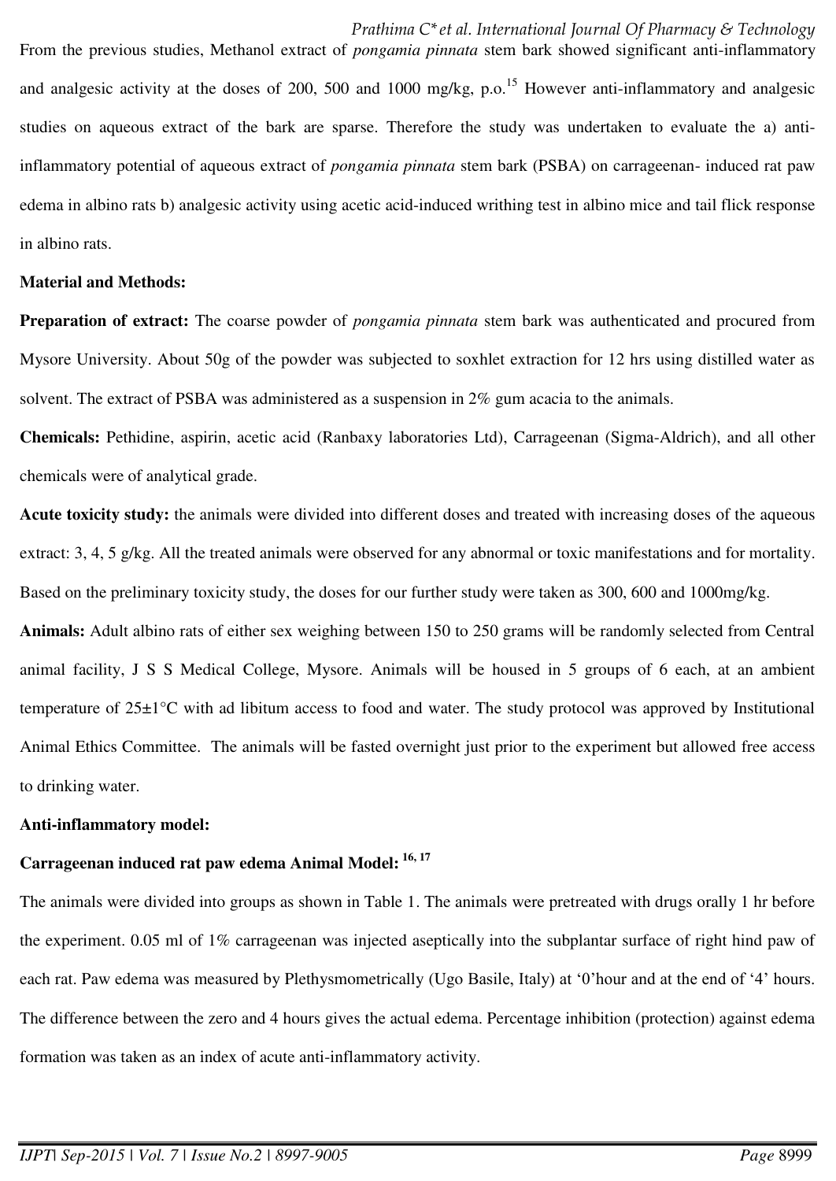From the previous studies, Methanol extract of *pongamia pinnata* stem bark showed significant anti-inflammatory and analgesic activity at the doses of 200, 500 and 1000 mg/kg, p.o.[15] However anti-inflammatory and analgesic studies on aqueous extract of the bark are sparse. Therefore the study was undertaken to evaluate the a) anti-inflammatory potential of aqueous extract of *pongamia pinnata* stem bark (PSBA) on carrageenan- induced rat paw edema in albino rats b) analgesic activity using acetic acid-induced writhing test in albino mice and tail flick response in albino rats.

**Material and Methods:**

**Preparation of extract:** The coarse powder of *pongamia pinnata* stem bark was authenticated and procured from Mysore University. About 50g of the powder was subjected to soxhlet extraction for 12 hrs using distilled water as solvent. The extract of PSBA was administered as a suspension in 2% gum acacia to the animals.

**Chemicals:** Pethidine, aspirin, acetic acid (Ranbaxy laboratories Ltd), Carrageenan (Sigma-Aldrich), and all other chemicals were of analytical grade.

**Acute toxicity study:** the animals were divided into different doses and treated with increasing doses of the aqueous extract: 3, 4, 5 g/kg. All the treated animals were observed for any abnormal or toxic manifestations and for mortality. Based on the preliminary toxicity study, the doses for our further study were taken as 300, 600 and 1000mg/kg.

**Animals:** Adult albino rats of either sex weighing between 150 to 250 grams will be randomly selected from Central animal facility, J S S Medical College, Mysore. Animals will be housed in 5 groups of 6 each, at an ambient temperature of 25±1°C with ad libitum access to food and water. The study protocol was approved by Institutional Animal Ethics Committee. The animals will be fasted overnight just prior to the experiment but allowed free access to drinking water.

**Anti-inflammatory model:**

**Carrageenan induced rat paw edema Animal Model:** [16, 17]

The animals were divided into groups as shown in Table 1. The animals were pretreated with drugs orally 1 hr before the experiment. 0.05 ml of 1% carrageenan was injected aseptically into the subplantar surface of right hind paw of each rat. Paw edema was measured by Plethysmometrically (Ugo Basile, Italy) at '0'hour and at the end of '4' hours. The difference between the zero and 4 hours gives the actual edema. Percentage inhibition (protection) against edema formation was taken as an index of acute anti-inflammatory activity.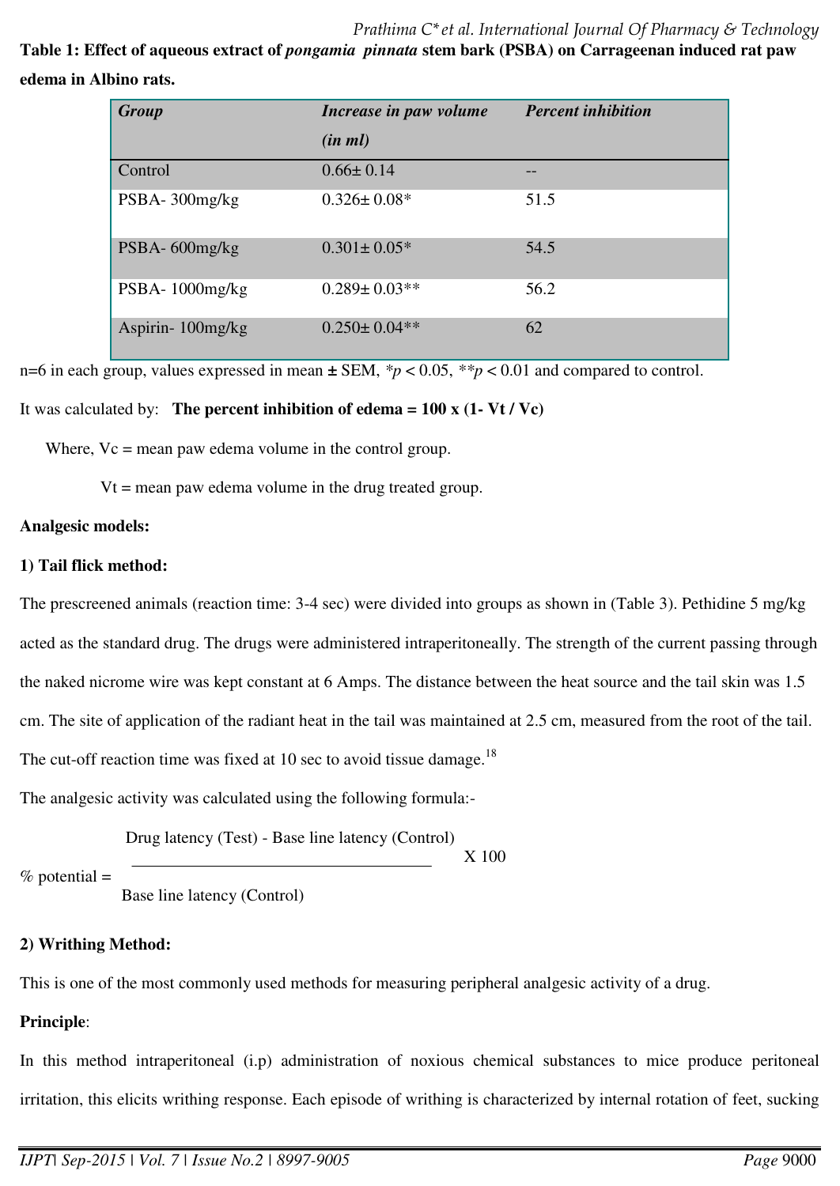**Table 1: Effect of aqueous extract of *pongamia pinnata* stem bark (PSBA) on Carrageenan induced rat paw edema in Albino rats.**

| *Group* | *Increase in paw volume (in ml)* | *Percent inhibition* |
|---|---|---|
| Control | 0.66± 0.14 | -- |
| PSBA- 300mg/kg | 0.326± 0.08* | 51.5 |
| PSBA- 600mg/kg | 0.301± 0.05* | 54.5 |
| PSBA- 1000mg/kg | 0.289± 0.03** | 56.2 |
| Aspirin- 100mg/kg | 0.250± 0.04** | 62 |

n=6 in each group, values expressed in mean **±** SEM, $*p < 0.05$, $**p < 0.01$ and compared to control.

It was calculated by: **The percent inhibition of edema = 100 x (1- Vt / Vc)**

Where, Vc = mean paw edema volume in the control group.

Vt = mean paw edema volume in the drug treated group.

**Analgesic models:**

**1) Tail flick method:**

The prescreened animals (reaction time: 3-4 sec) were divided into groups as shown in (Table 3). Pethidine 5 mg/kg acted as the standard drug. The drugs were administered intraperitoneally. The strength of the current passing through the naked nicrome wire was kept constant at 6 Amps. The distance between the heat source and the tail skin was 1.5 cm. The site of application of the radiant heat in the tail was maintained at 2.5 cm, measured from the root of the tail. The cut-off reaction time was fixed at 10 sec to avoid tissue damage.[18]

The analgesic activity was calculated using the following formula:-

$$\% \text{ potential} = \frac{\text{Drug latency (Test) - Base line latency (Control)}}{\text{Base line latency (Control)}} \times 100$$

**2) Writhing Method:**

This is one of the most commonly used methods for measuring peripheral analgesic activity of a drug.

**Principle**:

In this method intraperitoneal (i.p) administration of noxious chemical substances to mice produce peritoneal irritation, this elicits writhing response. Each episode of writhing is characterized by internal rotation of feet, sucking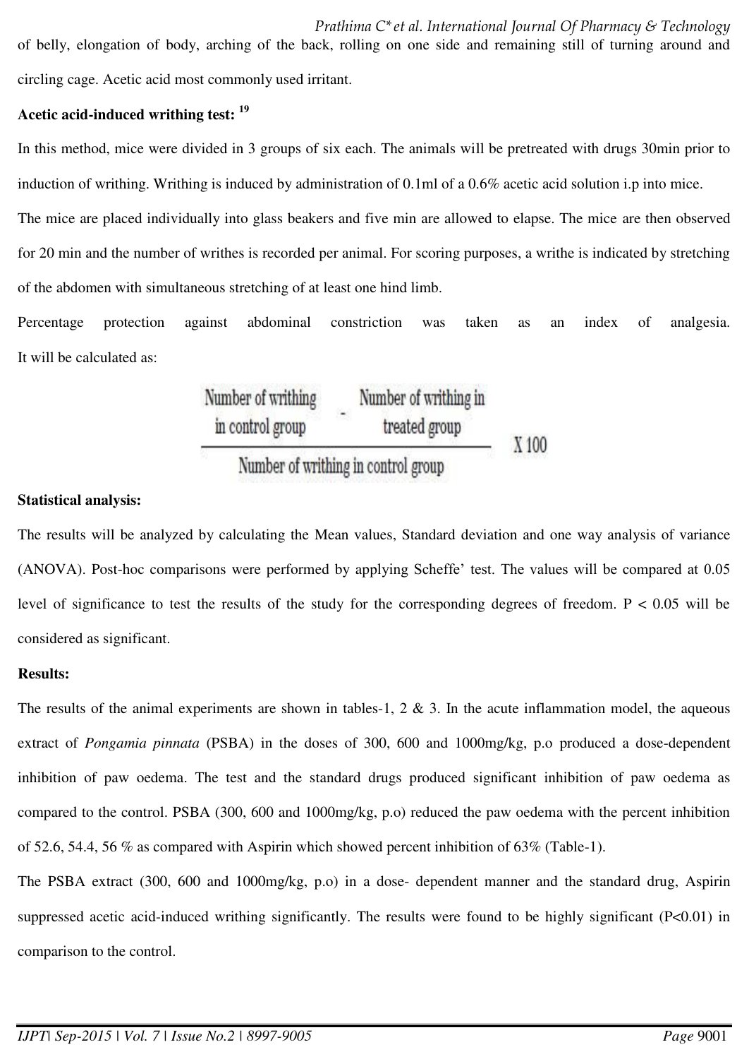of belly, elongation of body, arching of the back, rolling on one side and remaining still of turning around and circling cage. Acetic acid most commonly used irritant.

**Acetic acid-induced writhing test:** [19]

In this method, mice were divided in 3 groups of six each. The animals will be pretreated with drugs 30min prior to induction of writhing. Writhing is induced by administration of 0.1ml of a 0.6% acetic acid solution i.p into mice.

The mice are placed individually into glass beakers and five min are allowed to elapse. The mice are then observed for 20 min and the number of writhes is recorded per animal. For scoring purposes, a writhe is indicated by stretching of the abdomen with simultaneous stretching of at least one hind limb.

Percentage protection against abdominal constriction was taken as an index of analgesia. It will be calculated as:

$$\frac{\text{Number of writhing in control group} - \text{Number of writhing in treated group}}{\text{Number of writhing in control group}} \times 100$$

**Statistical analysis:**

The results will be analyzed by calculating the Mean values, Standard deviation and one way analysis of variance (ANOVA). Post-hoc comparisons were performed by applying Scheffe' test. The values will be compared at 0.05 level of significance to test the results of the study for the corresponding degrees of freedom. $P < 0.05$ will be considered as significant.

**Results:**

The results of the animal experiments are shown in tables-1, 2 & 3. In the acute inflammation model, the aqueous extract of *Pongamia pinnata* (PSBA) in the doses of 300, 600 and 1000mg/kg, p.o produced a dose-dependent inhibition of paw oedema. The test and the standard drugs produced significant inhibition of paw oedema as compared to the control. PSBA (300, 600 and 1000mg/kg, p.o) reduced the paw oedema with the percent inhibition of 52.6, 54.4, 56 % as compared with Aspirin which showed percent inhibition of 63% (Table-1).

The PSBA extract (300, 600 and 1000mg/kg, p.o) in a dose- dependent manner and the standard drug, Aspirin suppressed acetic acid-induced writhing significantly. The results were found to be highly significant ($P<0.01$) in comparison to the control.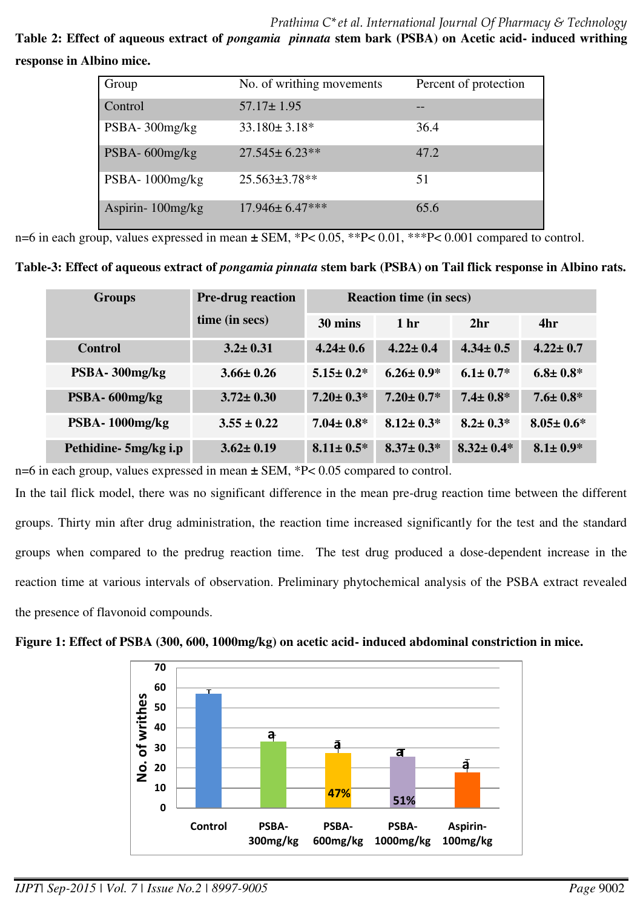**Table 2: Effect of aqueous extract of *pongamia pinnata* stem bark (PSBA) on Acetic acid- induced writhing response in Albino mice.**

| Group | No. of writhing movements | Percent of protection |
|---|---|---|
| Control | 57.17± 1.95 | -- |
| PSBA- 300mg/kg | 33.180± 3.18* | 36.4 |
| PSBA- 600mg/kg | 27.545± 6.23** | 47.2 |
| PSBA- 1000mg/kg | 25.563±3.78** | 51 |
| Aspirin- 100mg/kg | 17.946± 6.47*** | 65.6 |

n=6 in each group, values expressed in mean ± SEM, *P< 0.05, **P< 0.01, ***P< 0.001 compared to control.

**Table-3: Effect of aqueous extract of *pongamia pinnata* stem bark (PSBA) on Tail flick response in Albino rats.**

| Groups | Pre-drug reaction time (in secs) | Reaction time (in secs) | | | |
|---|---|---|---|---|---|
| | | 30 mins | 1 hr | 2hr | 4hr |
| Control | 3.2± 0.31 | 4.24± 0.6 | 4.22± 0.4 | 4.34± 0.5 | 4.22± 0.7 |
| PSBA- 300mg/kg | 3.66± 0.26 | 5.15± 0.2* | 6.26± 0.9* | 6.1± 0.7* | 6.8± 0.8* |
| PSBA- 600mg/kg | 3.72± 0.30 | 7.20± 0.3* | 7.20± 0.7* | 7.4± 0.8* | 7.6± 0.8* |
| PSBA- 1000mg/kg | 3.55 ± 0.22 | 7.04± 0.8* | 8.12± 0.3* | 8.2± 0.3* | 8.05± 0.6* |
| Pethidine- 5mg/kg i.p | 3.62± 0.19 | 8.11± 0.5* | 8.37± 0.3* | 8.32± 0.4* | 8.1± 0.9* |

n=6 in each group, values expressed in mean ± SEM, *P< 0.05 compared to control.

In the tail flick model, there was no significant difference in the mean pre-drug reaction time between the different groups. Thirty min after drug administration, the reaction time increased significantly for the test and the standard groups when compared to the predrug reaction time. The test drug produced a dose-dependent increase in the reaction time at various intervals of observation. Preliminary phytochemical analysis of the PSBA extract revealed the presence of flavonoid compounds.

**Figure 1: Effect of PSBA (300, 600, 1000mg/kg) on acetic acid- induced abdominal constriction in mice.**

No. of writhes

70
60
50
40
30
20
10
0

a
a
a
a

47%
51%

Control
PSBA-300mg/kg
PSBA-600mg/kg
PSBA-1000mg/kg
Aspirin-100mg/kg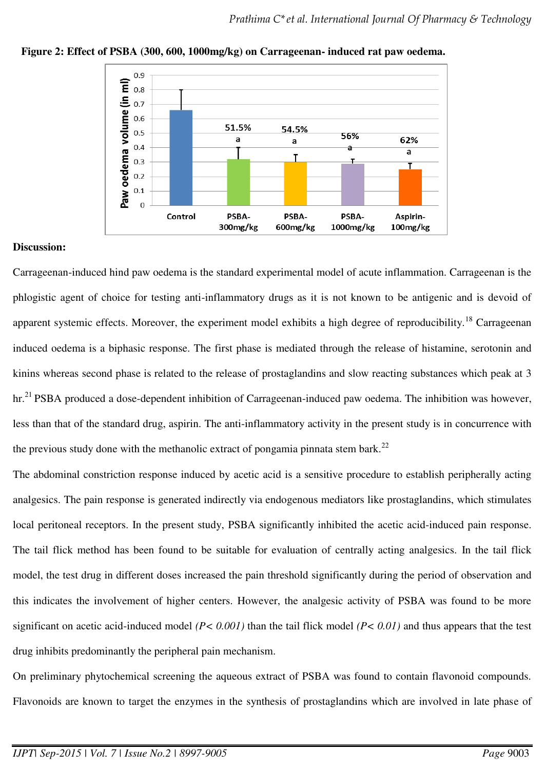**Figure 2: Effect of PSBA (300, 600, 1000mg/kg) on Carrageenan- induced rat paw oedema.**

Paw oedema volume (in ml)

0.9
0.8
0.7
0.6
0.5
0.4
0.3
0.2
0.1
0

51.5% a
54.5% a
56% a
62% a

Control
PSBA-300mg/kg
PSBA-600mg/kg
PSBA-1000mg/kg
Aspirin-100mg/kg

**Discussion:**

Carrageenan-induced hind paw oedema is the standard experimental model of acute inflammation. Carrageenan is the phlogistic agent of choice for testing anti-inflammatory drugs as it is not known to be antigenic and is devoid of apparent systemic effects. Moreover, the experiment model exhibits a high degree of reproducibility.[18] Carrageenan induced oedema is a biphasic response. The first phase is mediated through the release of histamine, serotonin and kinins whereas second phase is related to the release of prostaglandins and slow reacting substances which peak at 3 hr.[21] PSBA produced a dose-dependent inhibition of Carrageenan-induced paw oedema. The inhibition was however, less than that of the standard drug, aspirin. The anti-inflammatory activity in the present study is in concurrence with the previous study done with the methanolic extract of pongamia pinnata stem bark.[22]

The abdominal constriction response induced by acetic acid is a sensitive procedure to establish peripherally acting analgesics. The pain response is generated indirectly via endogenous mediators like prostaglandins, which stimulates local peritoneal receptors. In the present study, PSBA significantly inhibited the acetic acid-induced pain response. The tail flick method has been found to be suitable for evaluation of centrally acting analgesics. In the tail flick model, the test drug in different doses increased the pain threshold significantly during the period of observation and this indicates the involvement of higher centers. However, the analgesic activity of PSBA was found to be more significant on acetic acid-induced model *($P< 0.001$)* than the tail flick model *($P< 0.01$)* and thus appears that the test drug inhibits predominantly the peripheral pain mechanism.

On preliminary phytochemical screening the aqueous extract of PSBA was found to contain flavonoid compounds. Flavonoids are known to target the enzymes in the synthesis of prostaglandins which are involved in late phase of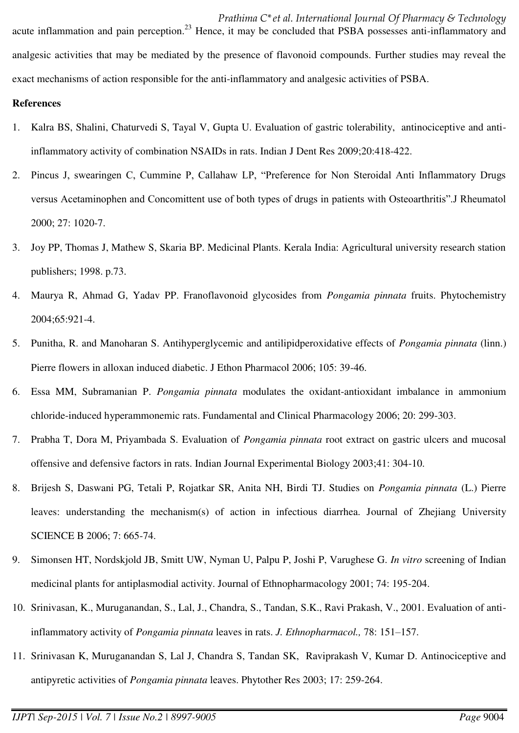acute inflammation and pain perception.[23] Hence, it may be concluded that PSBA possesses anti-inflammatory and analgesic activities that may be mediated by the presence of flavonoid compounds. Further studies may reveal the exact mechanisms of action responsible for the anti-inflammatory and analgesic activities of PSBA.

**References**

1. Kalra BS, Shalini, Chaturvedi S, Tayal V, Gupta U. Evaluation of gastric tolerability, antinociceptive and anti-inflammatory activity of combination NSAIDs in rats. Indian J Dent Res 2009;20:418-422.
2. Pincus J, swearingen C, Cummine P, Callahaw LP, "Preference for Non Steroidal Anti Inflammatory Drugs versus Acetaminophen and Concomittent use of both types of drugs in patients with Osteoarthritis".J Rheumatol 2000; 27: 1020-7.
3. Joy PP, Thomas J, Mathew S, Skaria BP. Medicinal Plants. Kerala India: Agricultural university research station publishers; 1998. p.73.
4. Maurya R, Ahmad G, Yadav PP. Franoflavonoid glycosides from *Pongamia pinnata* fruits. Phytochemistry 2004;65:921-4.
5. Punitha, R. and Manoharan S. Antihyperglycemic and antilipidperoxidative effects of *Pongamia pinnata* (linn.) Pierre flowers in alloxan induced diabetic. J Ethon Pharmacol 2006; 105: 39-46.
6. Essa MM, Subramanian P. *Pongamia pinnata* modulates the oxidant-antioxidant imbalance in ammonium chloride-induced hyperammonemic rats. Fundamental and Clinical Pharmacology 2006; 20: 299-303.
7. Prabha T, Dora M, Priyambada S. Evaluation of *Pongamia pinnata* root extract on gastric ulcers and mucosal offensive and defensive factors in rats. Indian Journal Experimental Biology 2003;41: 304-10.
8. Brijesh S, Daswani PG, Tetali P, Rojatkar SR, Anita NH, Birdi TJ. Studies on *Pongamia pinnata* (L.) Pierre leaves: understanding the mechanism(s) of action in infectious diarrhea. Journal of Zhejiang University SCIENCE B 2006; 7: 665-74.
9. Simonsen HT, Nordskjold JB, Smitt UW, Nyman U, Palpu P, Joshi P, Varughese G. *In vitro* screening of Indian medicinal plants for antiplasmodial activity. Journal of Ethnopharmacology 2001; 74: 195-204.
10. Srinivasan, K., Muruganandan, S., Lal, J., Chandra, S., Tandan, S.K., Ravi Prakash, V., 2001. Evaluation of anti-inflammatory activity of *Pongamia pinnata* leaves in rats. *J. Ethnopharmacol.,* 78: 151–157.
11. Srinivasan K, Muruganandan S, Lal J, Chandra S, Tandan SK, Raviprakash V, Kumar D. Antinociceptive and antipyretic activities of *Pongamia pinnata* leaves. Phytother Res 2003; 17: 259-264.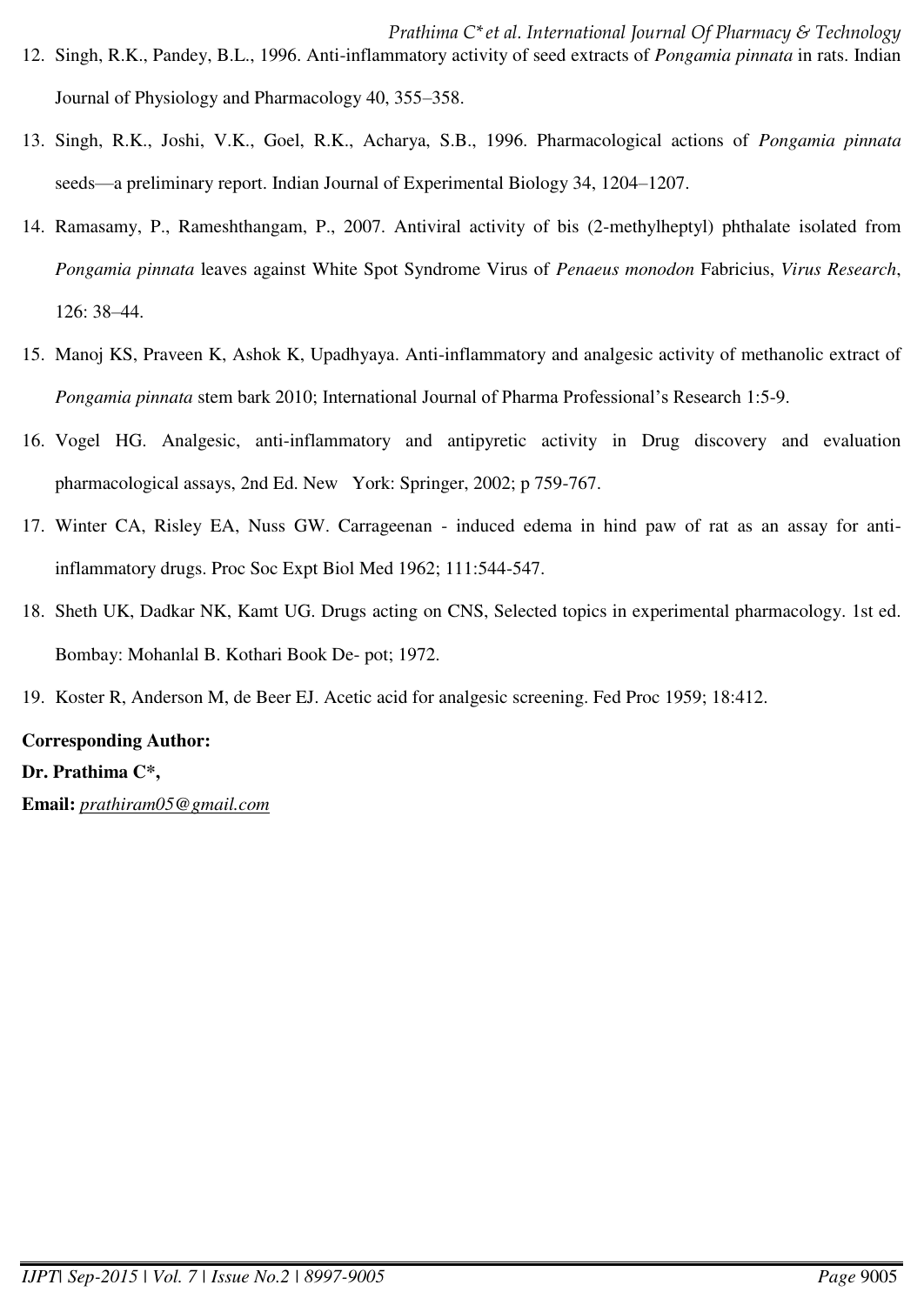12. Singh, R.K., Pandey, B.L., 1996. Anti-inflammatory activity of seed extracts of *Pongamia pinnata* in rats. Indian Journal of Physiology and Pharmacology 40, 355–358.
13. Singh, R.K., Joshi, V.K., Goel, R.K., Acharya, S.B., 1996. Pharmacological actions of *Pongamia pinnata* seeds—a preliminary report. Indian Journal of Experimental Biology 34, 1204–1207.
14. Ramasamy, P., Rameshthangam, P., 2007. Antiviral activity of bis (2-methylheptyl) phthalate isolated from *Pongamia pinnata* leaves against White Spot Syndrome Virus of *Penaeus monodon* Fabricius, *Virus Research*, 126: 38–44.
15. Manoj KS, Praveen K, Ashok K, Upadhyaya. Anti-inflammatory and analgesic activity of methanolic extract of *Pongamia pinnata* stem bark 2010; International Journal of Pharma Professional's Research 1:5-9.
16. Vogel HG. Analgesic, anti-inflammatory and antipyretic activity in Drug discovery and evaluation pharmacological assays, 2nd Ed. New York: Springer, 2002; p 759-767.
17. Winter CA, Risley EA, Nuss GW. Carrageenan - induced edema in hind paw of rat as an assay for anti-inflammatory drugs. Proc Soc Expt Biol Med 1962; 111:544-547.
18. Sheth UK, Dadkar NK, Kamt UG. Drugs acting on CNS, Selected topics in experimental pharmacology. 1st ed. Bombay: Mohanlal B. Kothari Book De- pot; 1972.
19. Koster R, Anderson M, de Beer EJ. Acetic acid for analgesic screening. Fed Proc 1959; 18:412.

**Corresponding Author:**

**Dr. Prathima C*,**

**Email:** prathiram05@gmail.com